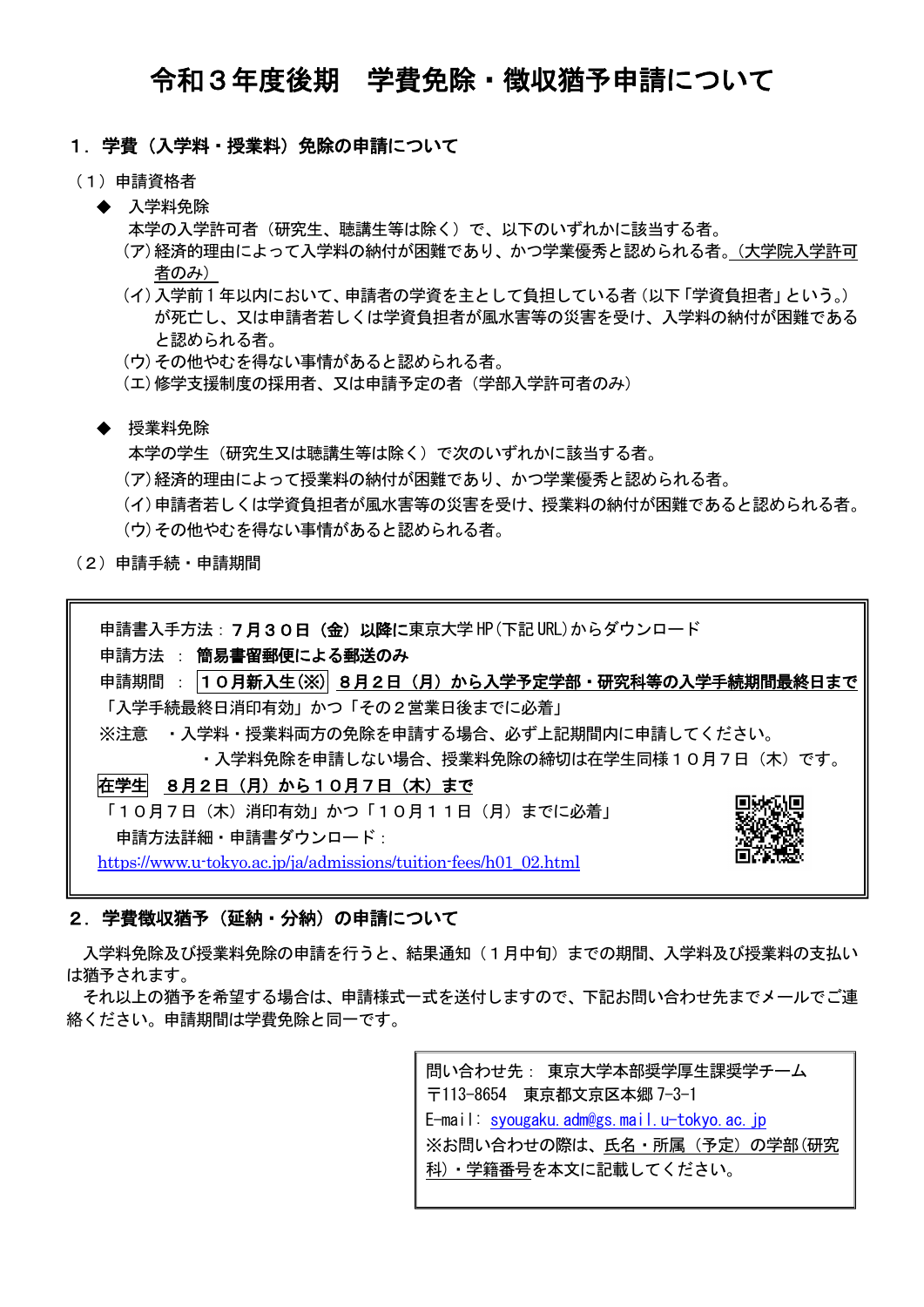# 令和３年度後期　学費免除・徴収猶予申請について

## １．学費（入学料・授業料）免除の申請について

（１）申請資格者

◆　入学料免除

本学の入学許可者（研究生、聴講生等は除く）で、以下のいずれかに該当する者。

（ア）経済的理由によって入学料の納付が困難であり、かつ学業優秀と認められる者。（大学院入学許可者のみ）

（イ）入学前１年以内において、申請者の学資を主として負担している者（以下「学資負担者」という。）が死亡し、又は申請者若しくは学資負担者が風水害等の災害を受け、入学料の納付が困難であると認められる者。

（ウ）その他やむを得ない事情があると認められる者。

（エ）修学支援制度の採用者、又は申請予定の者（学部入学許可者のみ）

◆　授業料免除

本学の学生（研究生又は聴講生等は除く）で次のいずれかに該当する者。

（ア）経済的理由によって授業料の納付が困難であり、かつ学業優秀と認められる者。

（イ）申請者若しくは学資負担者が風水害等の災害を受け、授業料の納付が困難であると認められる者。

（ウ）その他やむを得ない事情があると認められる者。

（２）申請手続・申請期間

申請書入手方法：**７月３０日（金）以降**に東京大学HP(下記URL)からダウンロード

申請方法　：　**簡易書留郵便による郵送のみ**

申請期間　：　**１０月新入生(※)**　**８月２日（月）から入学予定学部・研究科等の入学手続期間最終日まで**

「入学手続最終日消印有効」かつ「その２営業日後までに必着」

※注意　・入学料・授業料両方の免除を申請する場合、必ず上記期間内に申請してください。

・入学料免除を申請しない場合、授業料免除の締切は在学生同様１０月７日（木）です。

**在学生**　**８月２日（月）から１０月７日（木）まで**

「１０月７日（木）消印有効」かつ「１０月１１日（月）までに必着」

申請方法詳細・申請書ダウンロード：

https://www.u-tokyo.ac.jp/ja/admissions/tuition-fees/h01_02.html

## ２．学費徴収猶予（延納・分納）の申請について

入学料免除及び授業料免除の申請を行うと、結果通知（１月中旬）までの期間、入学料及び授業料の支払いは猶予されます。

それ以上の猶予を希望する場合は、申請様式一式を送付しますので、下記お問い合わせ先までメールでご連絡ください。申請期間は学費免除と同一です。

問い合わせ先：　東京大学本部奨学厚生課奨学チーム
〒113-8654　東京都文京区本郷7-3-1
E-mail: syougaku.adm@gs.mail.u-tokyo.ac.jp
※お問い合わせの際は、氏名・所属（予定）の学部(研究科)・学籍番号を本文に記載してください。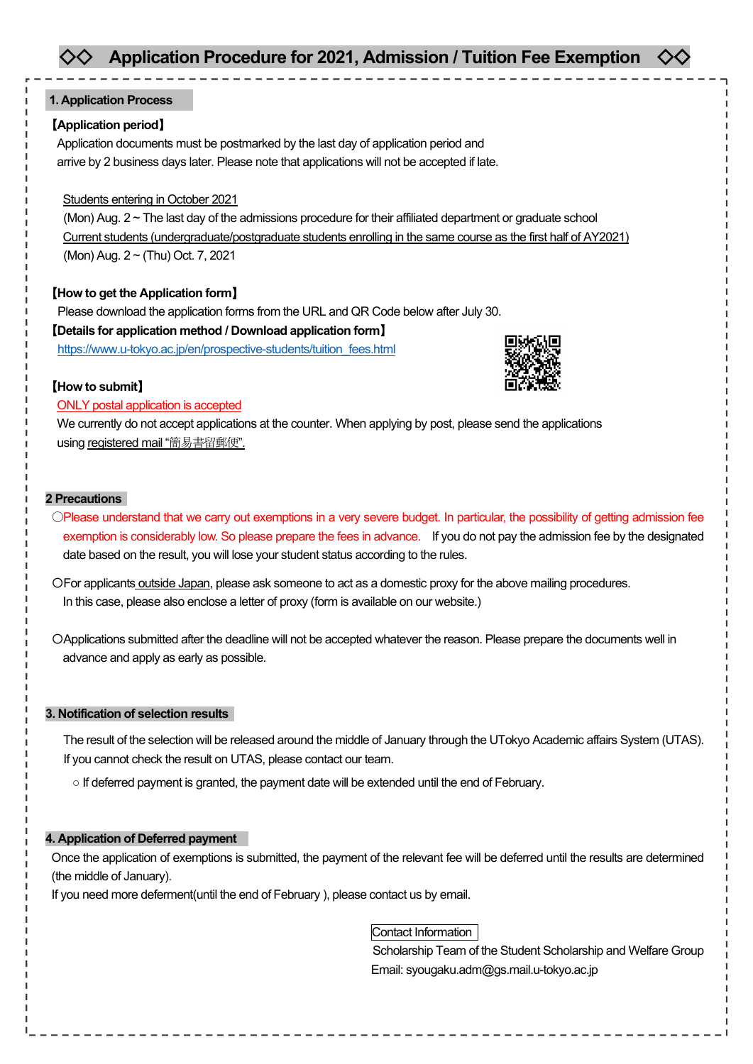# ◇◇ Application Procedure for 2021, Admission / Tuition Fee Exemption ◇◇

## 1. Application Process

**【Application period】**

Application documents must be postmarked by the last day of application period and arrive by 2 business days later. Please note that applications will not be accepted if late.

Students entering in October 2021
(Mon) Aug. 2 ~ The last day of the admissions procedure for their affiliated department or graduate school

Current students (undergraduate/postgraduate students enrolling in the same course as the first half of AY2021)
(Mon) Aug. 2 ~ (Thu) Oct. 7, 2021

**【How to get the Application form】**

Please download the application forms from the URL and QR Code below after July 30.

**【Details for application method / Download application form】**

https://www.u-tokyo.ac.jp/en/prospective-students/tuition_fees.html

**【How to submit】**

ONLY postal application is accepted

We currently do not accept applications at the counter. When applying by post, please send the applications using registered mail "簡易書留郵便".

## 2 Precautions

〇Please understand that we carry out exemptions in a very severe budget. In particular, the possibility of getting admission fee exemption is considerably low. So please prepare the fees in advance. If you do not pay the admission fee by the designated date based on the result, you will lose your student status according to the rules.

〇For applicants outside Japan, please ask someone to act as a domestic proxy for the above mailing procedures. In this case, please also enclose a letter of proxy (form is available on our website.)

〇Applications submitted after the deadline will not be accepted whatever the reason. Please prepare the documents well in advance and apply as early as possible.

## 3. Notification of selection results

The result of the selection will be released around the middle of January through the UTokyo Academic affairs System (UTAS). If you cannot check the result on UTAS, please contact our team.

○ If deferred payment is granted, the payment date will be extended until the end of February.

## 4. Application of Deferred payment

Once the application of exemptions is submitted, the payment of the relevant fee will be deferred until the results are determined (the middle of January).

If you need more deferment(until the end of February ), please contact us by email.

Contact Information
Scholarship Team of the Student Scholarship and Welfare Group
Email: syougaku.adm@gs.mail.u-tokyo.ac.jp